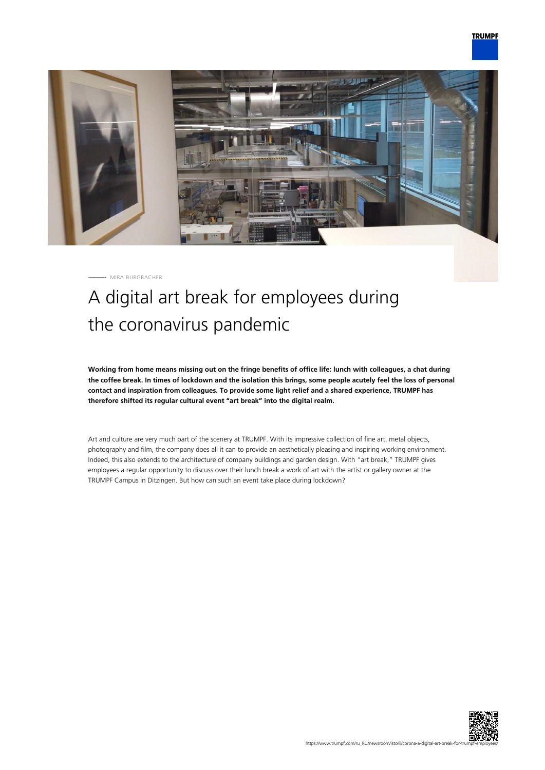MIRA BURGBACHER

# A digital art break for employees during the coronavirus pandemic

**Working from home means missing out on the fringe benefits of office life: lunch with colleagues, a chat during the coffee break. In times of lockdown and the isolation this brings, some people acutely feel the loss of personal contact and inspiration from colleagues. To provide some light relief and a shared experience, TRUMPF has therefore shifted its regular cultural event "art break" into the digital realm.**

Art and culture are very much part of the scenery at TRUMPF. With its impressive collection of fine art, metal objects, photography and film, the company does all it can to provide an aesthetically pleasing and inspiring working environment. Indeed, this also extends to the architecture of company buildings and garden design. With "art break," TRUMPF gives employees a regular opportunity to discuss over their lunch break a work of art with the artist or gallery owner at the TRUMPF Campus in Ditzingen. But how can such an event take place during lockdown?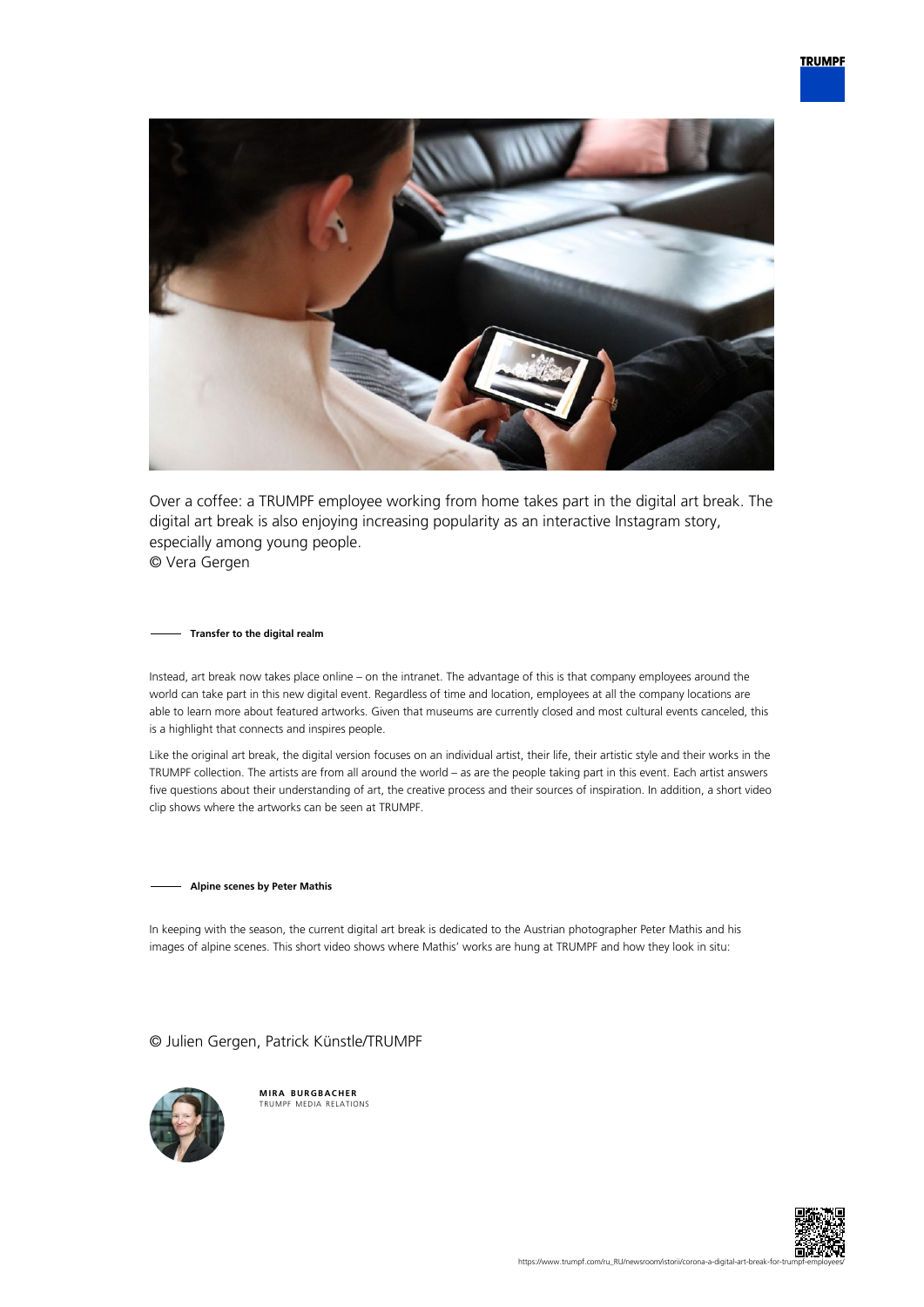Over a coffee: a TRUMPF employee working from home takes part in the digital art break. The digital art break is also enjoying increasing popularity as an interactive Instagram story, especially among young people.
© Vera Gergen

### Transfer to the digital realm

Instead, art break now takes place online – on the intranet. The advantage of this is that company employees around the world can take part in this new digital event. Regardless of time and location, employees at all the company locations are able to learn more about featured artworks. Given that museums are currently closed and most cultural events canceled, this is a highlight that connects and inspires people.

Like the original art break, the digital version focuses on an individual artist, their life, their artistic style and their works in the TRUMPF collection. The artists are from all around the world – as are the people taking part in this event. Each artist answers five questions about their understanding of art, the creative process and their sources of inspiration. In addition, a short video clip shows where the artworks can be seen at TRUMPF.

### Alpine scenes by Peter Mathis

In keeping with the season, the current digital art break is dedicated to the Austrian photographer Peter Mathis and his images of alpine scenes. This short video shows where Mathis' works are hung at TRUMPF and how they look in situ:

© Julien Gergen, Patrick Künstle/TRUMPF

**MIRA BURGBACHER**
TRUMPF MEDIA RELATIONS